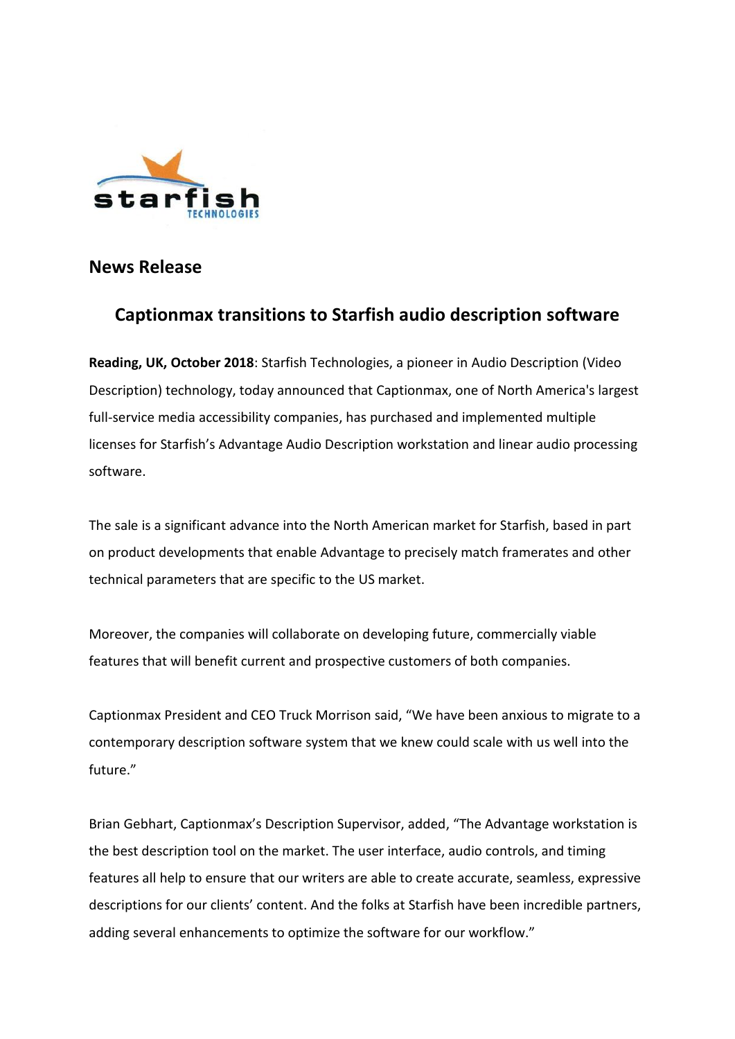## News Release

### Captionmax transitions to Starfish audio description software

**Reading, UK, October 2018**: Starfish Technologies, a pioneer in Audio Description (Video Description) technology, today announced that Captionmax, one of North America's largest full-service media accessibility companies, has purchased and implemented multiple licenses for Starfish's Advantage Audio Description workstation and linear audio processing software.

The sale is a significant advance into the North American market for Starfish, based in part on product developments that enable Advantage to precisely match framerates and other technical parameters that are specific to the US market.

Moreover, the companies will collaborate on developing future, commercially viable features that will benefit current and prospective customers of both companies.

Captionmax President and CEO Truck Morrison said, "We have been anxious to migrate to a contemporary description software system that we knew could scale with us well into the future."

Brian Gebhart, Captionmax's Description Supervisor, added, "The Advantage workstation is the best description tool on the market. The user interface, audio controls, and timing features all help to ensure that our writers are able to create accurate, seamless, expressive descriptions for our clients' content. And the folks at Starfish have been incredible partners, adding several enhancements to optimize the software for our workflow."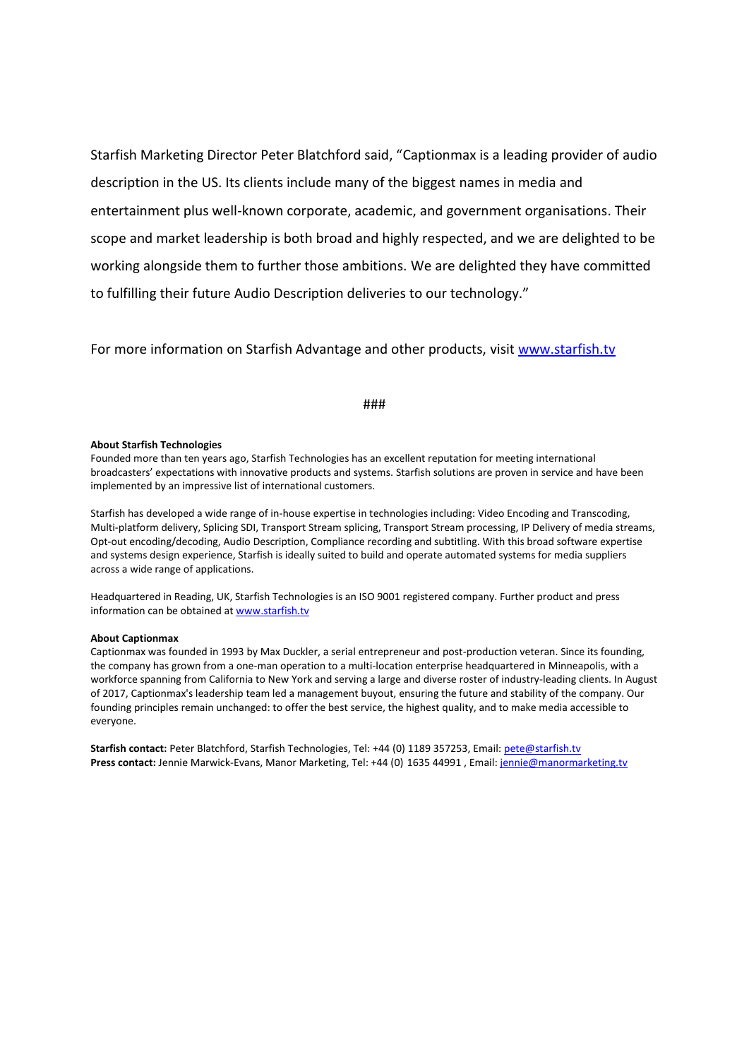Starfish Marketing Director Peter Blatchford said, “Captionmax is a leading provider of audio description in the US. Its clients include many of the biggest names in media and entertainment plus well-known corporate, academic, and government organisations. Their scope and market leadership is both broad and highly respected, and we are delighted to be working alongside them to further those ambitions. We are delighted they have committed to fulfilling their future Audio Description deliveries to our technology.”

For more information on Starfish Advantage and other products, visit [www.starfish.tv](http://www.starfish.tv)

###

**About Starfish Technologies**

Founded more than ten years ago, Starfish Technologies has an excellent reputation for meeting international broadcasters’ expectations with innovative products and systems. Starfish solutions are proven in service and have been implemented by an impressive list of international customers.

Starfish has developed a wide range of in-house expertise in technologies including: Video Encoding and Transcoding, Multi-platform delivery, Splicing SDI, Transport Stream splicing, Transport Stream processing, IP Delivery of media streams, Opt-out encoding/decoding, Audio Description, Compliance recording and subtitling. With this broad software expertise and systems design experience, Starfish is ideally suited to build and operate automated systems for media suppliers across a wide range of applications.

Headquartered in Reading, UK, Starfish Technologies is an ISO 9001 registered company. Further product and press information can be obtained at [www.starfish.tv](http://www.starfish.tv)

**About Captionmax**

Captionmax was founded in 1993 by Max Duckler, a serial entrepreneur and post-production veteran. Since its founding, the company has grown from a one-man operation to a multi-location enterprise headquartered in Minneapolis, with a workforce spanning from California to New York and serving a large and diverse roster of industry-leading clients. In August of 2017, Captionmax's leadership team led a management buyout, ensuring the future and stability of the company. Our founding principles remain unchanged: to offer the best service, the highest quality, and to make media accessible to everyone.

**Starfish contact:** Peter Blatchford, Starfish Technologies, Tel: +44 (0) 1189 357253, Email: [pete@starfish.tv](mailto:pete@starfish.tv)
**Press contact:** Jennie Marwick-Evans, Manor Marketing, Tel: +44 (0) 1635 44991 , Email: [jennie@manormarketing.tv](mailto:jennie@manormarketing.tv)